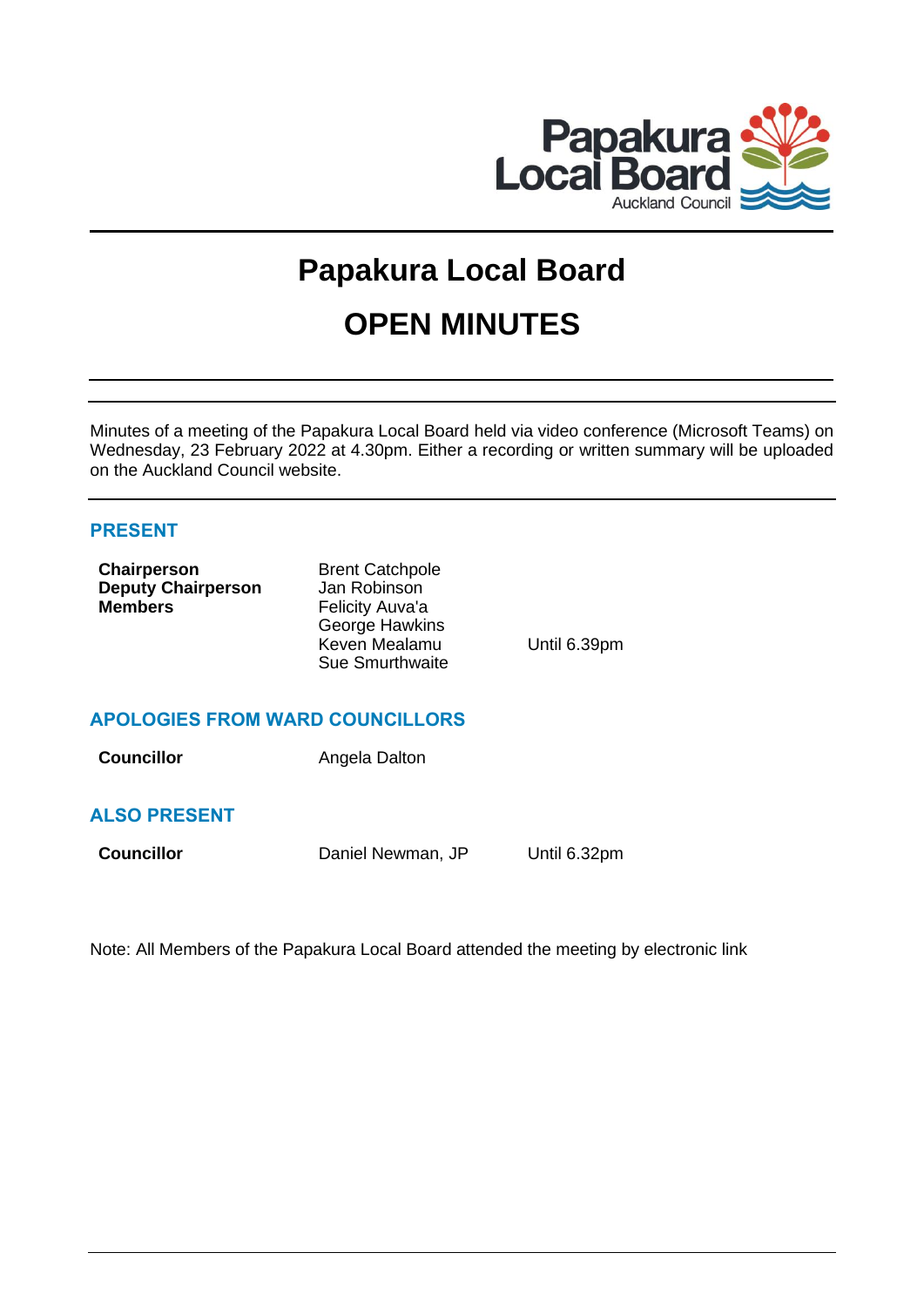# Papakura Local Board

# OPEN MINUTES

Minutes of a meeting of the Papakura Local Board held via video conference (Microsoft Teams) on Wednesday, 23 February 2022 at 4.30pm. Either a recording or written summary will be uploaded on the Auckland Council website.

## PRESENT

| | | |
|---|---|---|
| **Chairperson** | Brent Catchpole | |
| **Deputy Chairperson** | Jan Robinson | |
| **Members** | Felicity Auva'a | |
| | George Hawkins | |
| | Keven Mealamu | Until 6.39pm |
| | Sue Smurthwaite | |

## APOLOGIES FROM WARD COUNCILLORS

| | |
|---|---|
| **Councillor** | Angela Dalton |

## ALSO PRESENT

| | | |
|---|---|---|
| **Councillor** | Daniel Newman, JP | Until 6.32pm |

Note: All Members of the Papakura Local Board attended the meeting by electronic link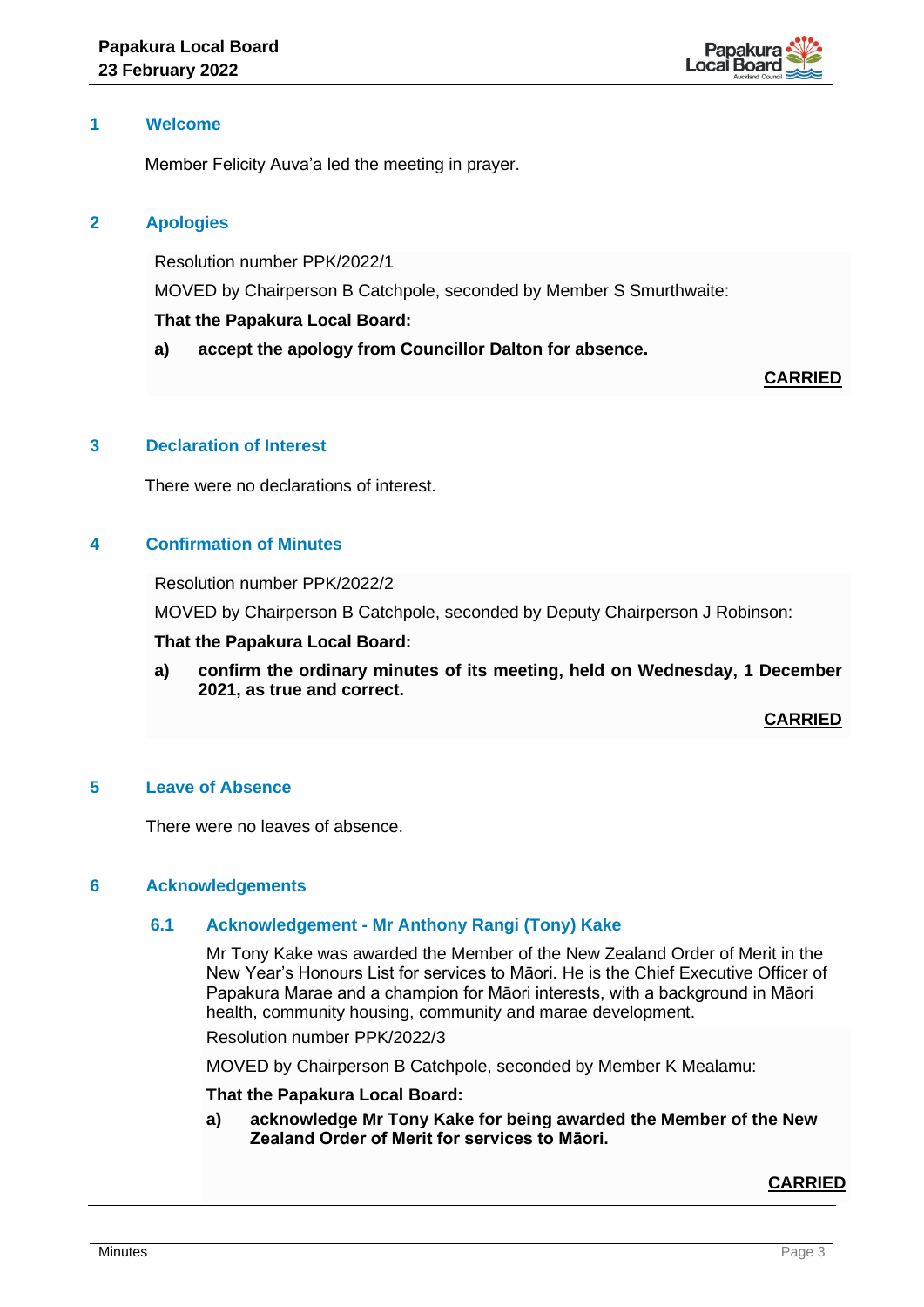## 1 Welcome

Member Felicity Auva'a led the meeting in prayer.

## 2 Apologies

Resolution number PPK/2022/1

MOVED by Chairperson B Catchpole, seconded by Member S Smurthwaite:

**That the Papakura Local Board:**

**a) accept the apology from Councillor Dalton for absence.**

**CARRIED**

## 3 Declaration of Interest

There were no declarations of interest.

## 4 Confirmation of Minutes

Resolution number PPK/2022/2

MOVED by Chairperson B Catchpole, seconded by Deputy Chairperson J Robinson:

**That the Papakura Local Board:**

**a) confirm the ordinary minutes of its meeting, held on Wednesday, 1 December 2021, as true and correct.**

**CARRIED**

## 5 Leave of Absence

There were no leaves of absence.

## 6 Acknowledgements

### 6.1 Acknowledgement - Mr Anthony Rangi (Tony) Kake

Mr Tony Kake was awarded the Member of the New Zealand Order of Merit in the New Year's Honours List for services to Māori. He is the Chief Executive Officer of Papakura Marae and a champion for Māori interests, with a background in Māori health, community housing, community and marae development.

Resolution number PPK/2022/3

MOVED by Chairperson B Catchpole, seconded by Member K Mealamu:

**That the Papakura Local Board:**

**a) acknowledge Mr Tony Kake for being awarded the Member of the New Zealand Order of Merit for services to Māori.**

**CARRIED**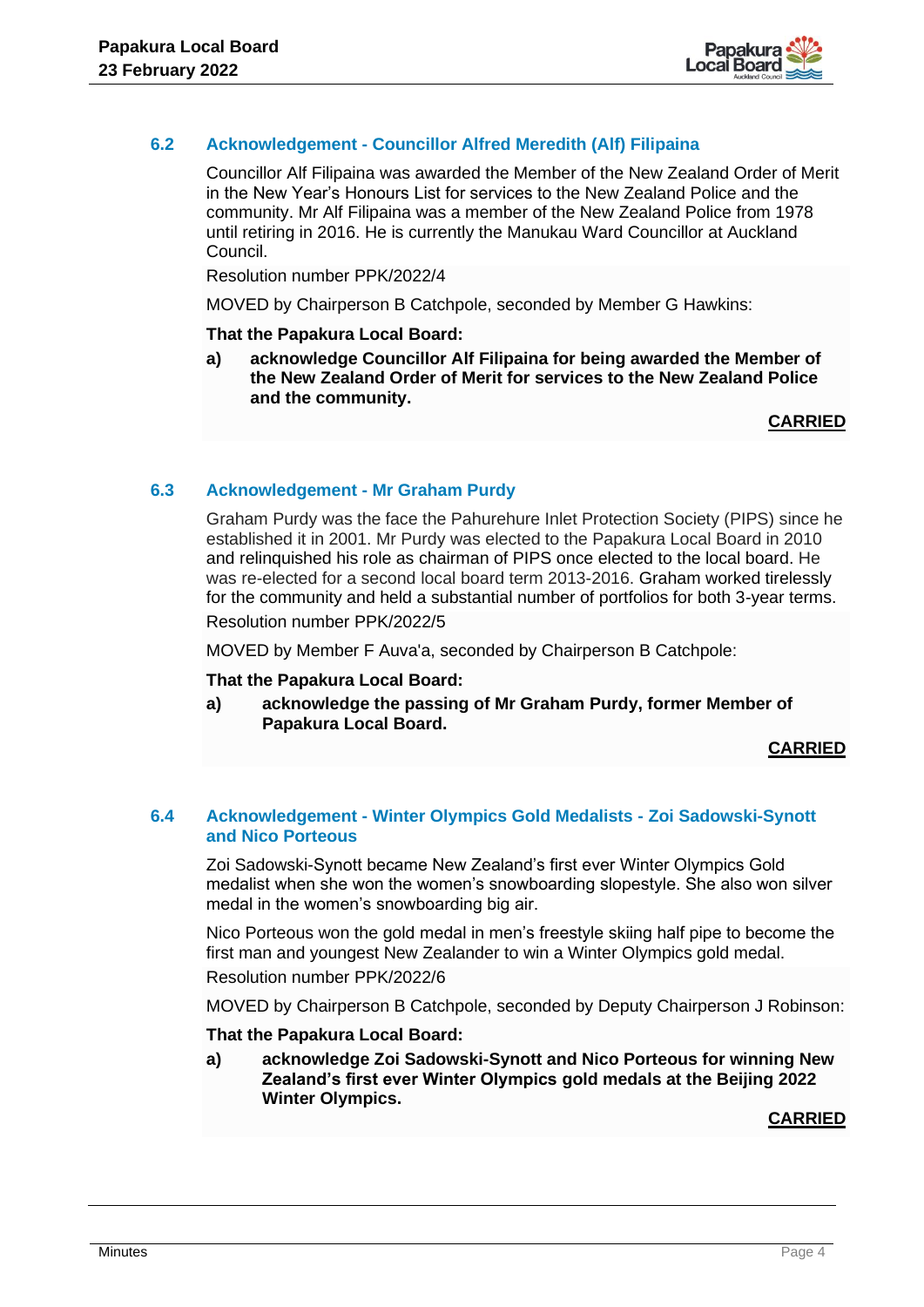### 6.2 Acknowledgement - Councillor Alfred Meredith (Alf) Filipaina

Councillor Alf Filipaina was awarded the Member of the New Zealand Order of Merit in the New Year's Honours List for services to the New Zealand Police and the community. Mr Alf Filipaina was a member of the New Zealand Police from 1978 until retiring in 2016. He is currently the Manukau Ward Councillor at Auckland Council.

Resolution number PPK/2022/4

MOVED by Chairperson B Catchpole, seconded by Member G Hawkins:

**That the Papakura Local Board:**

**a) acknowledge Councillor Alf Filipaina for being awarded the Member of the New Zealand Order of Merit for services to the New Zealand Police and the community.**

**CARRIED**

### 6.3 Acknowledgement - Mr Graham Purdy

Graham Purdy was the face the Pahurehure Inlet Protection Society (PIPS) since he established it in 2001. Mr Purdy was elected to the Papakura Local Board in 2010 and relinquished his role as chairman of PIPS once elected to the local board. He was re-elected for a second local board term 2013-2016. Graham worked tirelessly for the community and held a substantial number of portfolios for both 3-year terms.

Resolution number PPK/2022/5

MOVED by Member F Auva'a, seconded by Chairperson B Catchpole:

**That the Papakura Local Board:**

**a) acknowledge the passing of Mr Graham Purdy, former Member of Papakura Local Board.**

**CARRIED**

### 6.4 Acknowledgement - Winter Olympics Gold Medalists - Zoi Sadowski-Synott and Nico Porteous

Zoi Sadowski-Synott became New Zealand's first ever Winter Olympics Gold medalist when she won the women's snowboarding slopestyle. She also won silver medal in the women's snowboarding big air.

Nico Porteous won the gold medal in men's freestyle skiing half pipe to become the first man and youngest New Zealander to win a Winter Olympics gold medal.

Resolution number PPK/2022/6

MOVED by Chairperson B Catchpole, seconded by Deputy Chairperson J Robinson:

**That the Papakura Local Board:**

**a) acknowledge Zoi Sadowski-Synott and Nico Porteous for winning New Zealand's first ever Winter Olympics gold medals at the Beijing 2022 Winter Olympics.**

**CARRIED**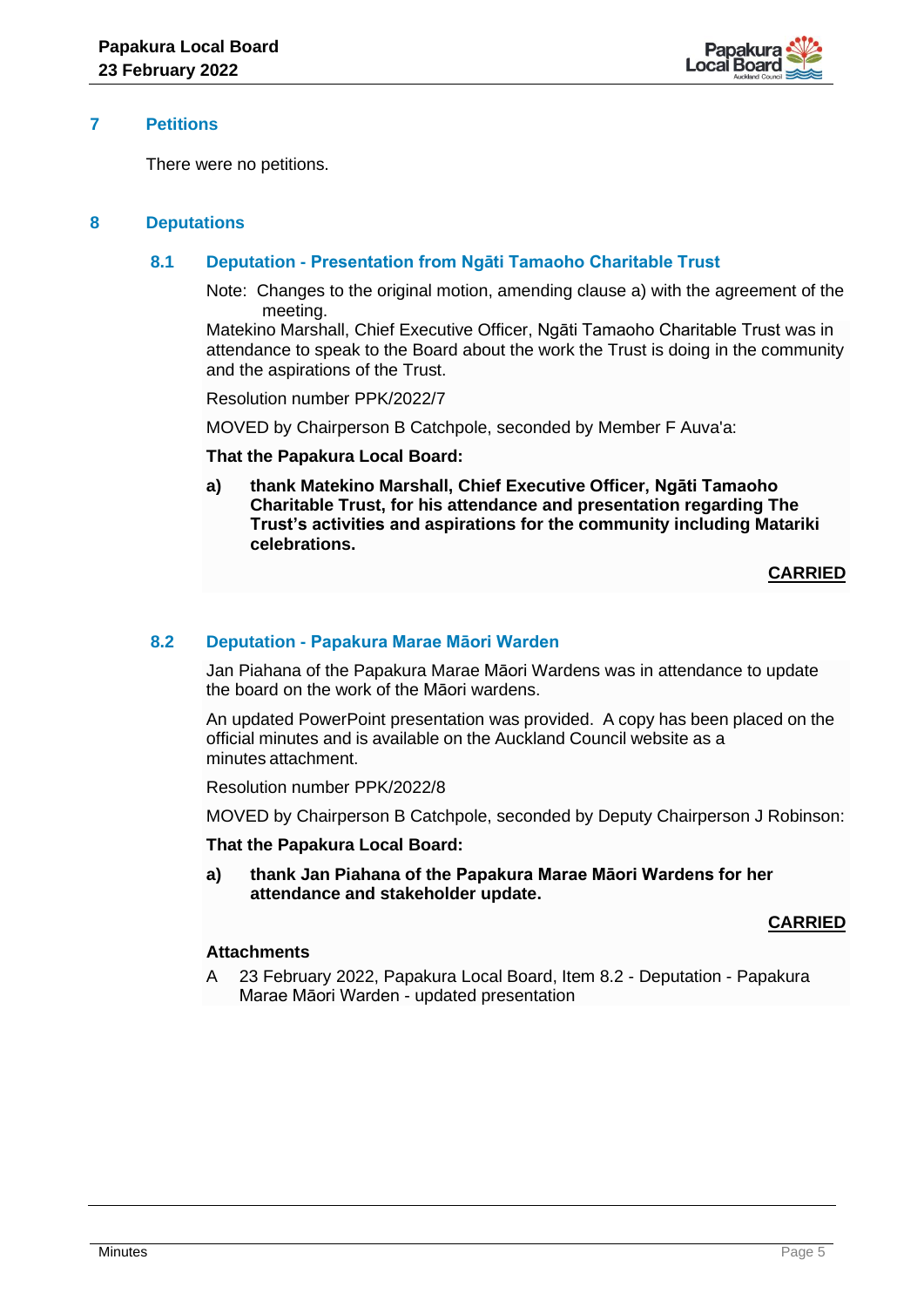## 7 Petitions

There were no petitions.

## 8 Deputations

### 8.1 Deputation - Presentation from Ngāti Tamaoho Charitable Trust

Note: Changes to the original motion, amending clause a) with the agreement of the meeting.

Matekino Marshall, Chief Executive Officer, Ngāti Tamaoho Charitable Trust was in attendance to speak to the Board about the work the Trust is doing in the community and the aspirations of the Trust.

Resolution number PPK/2022/7

MOVED by Chairperson B Catchpole, seconded by Member F Auva'a:

**That the Papakura Local Board:**

**a) thank Matekino Marshall, Chief Executive Officer, Ngāti Tamaoho Charitable Trust, for his attendance and presentation regarding The Trust's activities and aspirations for the community including Matariki celebrations.**

**CARRIED**

### 8.2 Deputation - Papakura Marae Māori Warden

Jan Piahana of the Papakura Marae Māori Wardens was in attendance to update the board on the work of the Māori wardens.

An updated PowerPoint presentation was provided. A copy has been placed on the official minutes and is available on the Auckland Council website as a minutes attachment.

Resolution number PPK/2022/8

MOVED by Chairperson B Catchpole, seconded by Deputy Chairperson J Robinson:

**That the Papakura Local Board:**

**a) thank Jan Piahana of the Papakura Marae Māori Wardens for her attendance and stakeholder update.**

**CARRIED**

**Attachments**

A 23 February 2022, Papakura Local Board, Item 8.2 - Deputation - Papakura Marae Māori Warden - updated presentation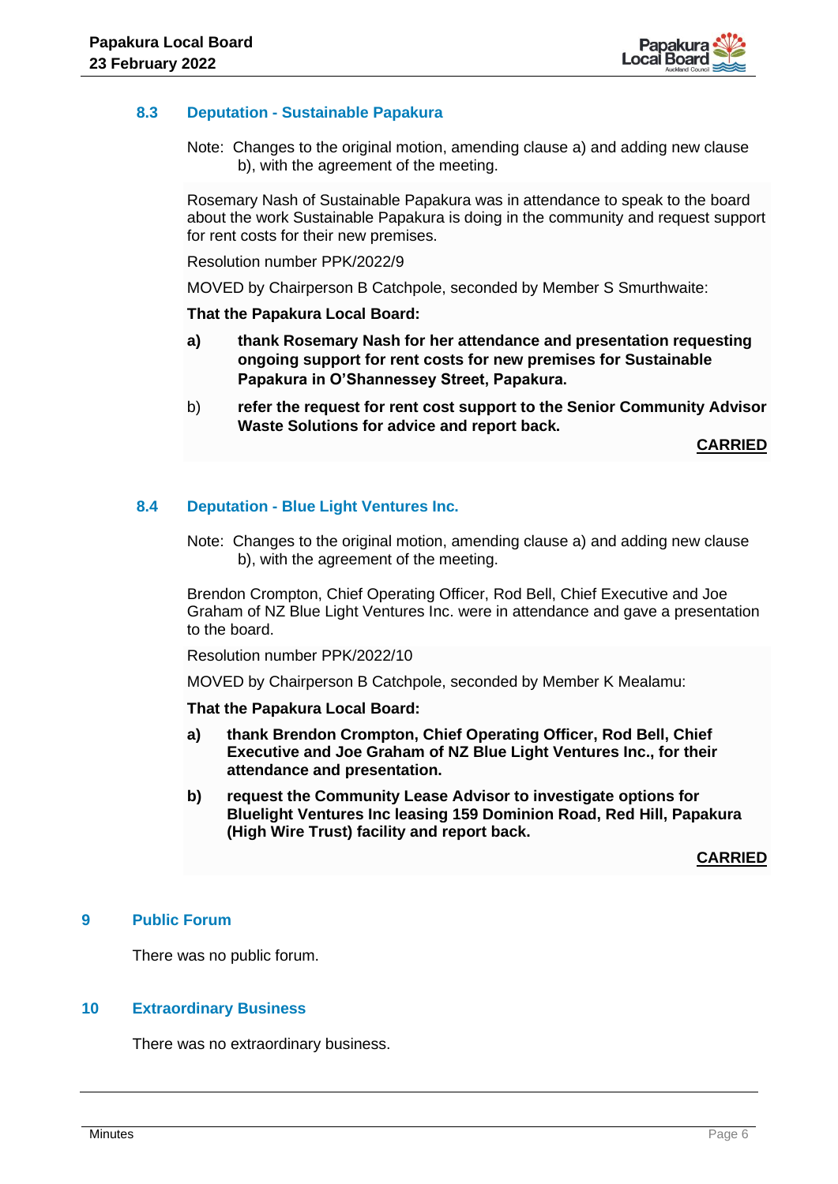### 8.3 Deputation - Sustainable Papakura

Note: Changes to the original motion, amending clause a) and adding new clause b), with the agreement of the meeting.

Rosemary Nash of Sustainable Papakura was in attendance to speak to the board about the work Sustainable Papakura is doing in the community and request support for rent costs for their new premises.

Resolution number PPK/2022/9

MOVED by Chairperson B Catchpole, seconded by Member S Smurthwaite:

**That the Papakura Local Board:**

**a)** **thank Rosemary Nash for her attendance and presentation requesting ongoing support for rent costs for new premises for Sustainable Papakura in O'Shannessey Street, Papakura.**

b) **refer the request for rent cost support to the Senior Community Advisor Waste Solutions for advice and report back.**

**CARRIED**

### 8.4 Deputation - Blue Light Ventures Inc.

Note: Changes to the original motion, amending clause a) and adding new clause b), with the agreement of the meeting.

Brendon Crompton, Chief Operating Officer, Rod Bell, Chief Executive and Joe Graham of NZ Blue Light Ventures Inc. were in attendance and gave a presentation to the board.

Resolution number PPK/2022/10

MOVED by Chairperson B Catchpole, seconded by Member K Mealamu:

**That the Papakura Local Board:**

**a)** **thank Brendon Crompton, Chief Operating Officer, Rod Bell, Chief Executive and Joe Graham of NZ Blue Light Ventures Inc., for their attendance and presentation.**

**b)** **request the Community Lease Advisor to investigate options for Bluelight Ventures Inc leasing 159 Dominion Road, Red Hill, Papakura (High Wire Trust) facility and report back.**

**CARRIED**

## 9 Public Forum

There was no public forum.

## 10 Extraordinary Business

There was no extraordinary business.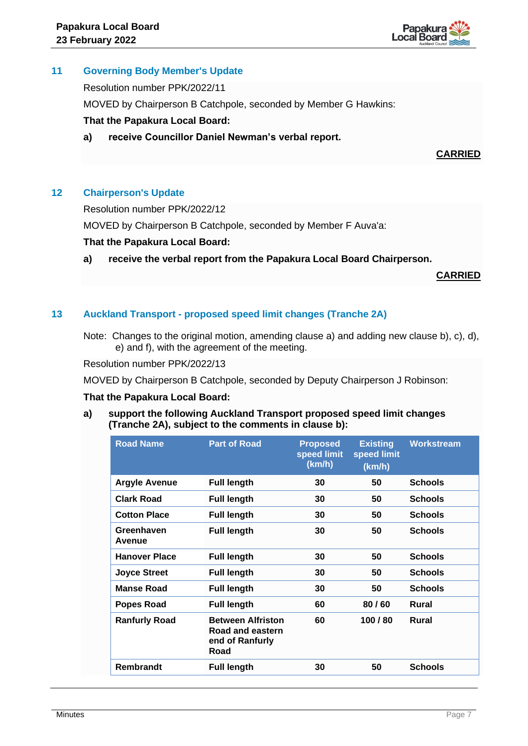## 11 Governing Body Member's Update

Resolution number PPK/2022/11

MOVED by Chairperson B Catchpole, seconded by Member G Hawkins:

**That the Papakura Local Board:**

**a) receive Councillor Daniel Newman's verbal report.**

**CARRIED**

## 12 Chairperson's Update

Resolution number PPK/2022/12

MOVED by Chairperson B Catchpole, seconded by Member F Auva'a:

**That the Papakura Local Board:**

**a) receive the verbal report from the Papakura Local Board Chairperson.**

**CARRIED**

## 13 Auckland Transport - proposed speed limit changes (Tranche 2A)

Note: Changes to the original motion, amending clause a) and adding new clause b), c), d), e) and f), with the agreement of the meeting.

Resolution number PPK/2022/13

MOVED by Chairperson B Catchpole, seconded by Deputy Chairperson J Robinson:

**That the Papakura Local Board:**

**a) support the following Auckland Transport proposed speed limit changes (Tranche 2A), subject to the comments in clause b):**

| Road Name | Part of Road | Proposed speed limit (km/h) | Existing speed limit (km/h) | Workstream |
|---|---|---|---|---|
| Argyle Avenue | Full length | 30 | 50 | Schools |
| Clark Road | Full length | 30 | 50 | Schools |
| Cotton Place | Full length | 30 | 50 | Schools |
| Greenhaven Avenue | Full length | 30 | 50 | Schools |
| Hanover Place | Full length | 30 | 50 | Schools |
| Joyce Street | Full length | 30 | 50 | Schools |
| Manse Road | Full length | 30 | 50 | Schools |
| Popes Road | Full length | 60 | 80 / 60 | Rural |
| Ranfurly Road | Between Alfriston Road and eastern end of Ranfurly Road | 60 | 100 / 80 | Rural |
| Rembrandt | Full length | 30 | 50 | Schools |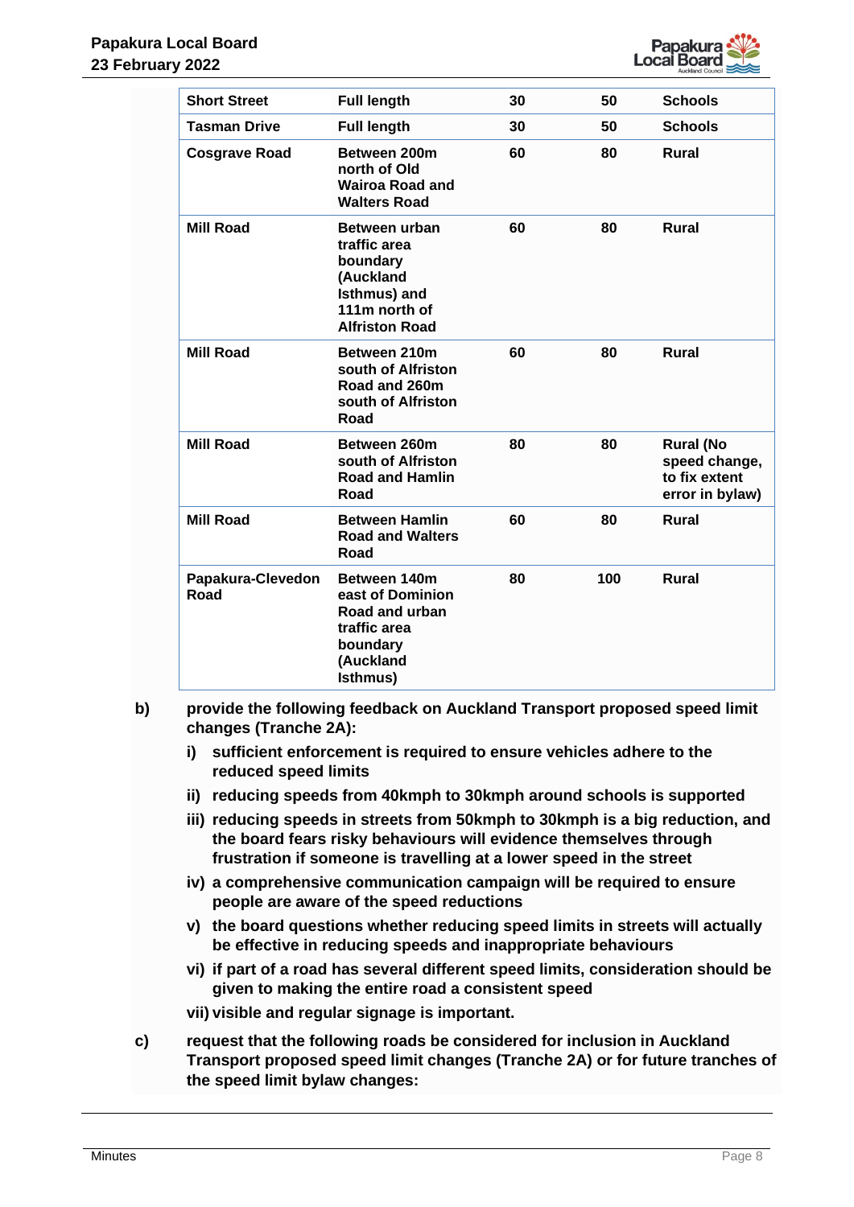| **Short Street** | **Full length** | **30** | **50** | **Schools** |
|---|---|---|---|---|
| **Tasman Drive** | **Full length** | **30** | **50** | **Schools** |
| **Cosgrave Road** | **Between 200m north of Old Wairoa Road and Walters Road** | **60** | **80** | **Rural** |
| **Mill Road** | **Between urban traffic area boundary (Auckland Isthmus) and 111m north of Alfriston Road** | **60** | **80** | **Rural** |
| **Mill Road** | **Between 210m south of Alfriston Road and 260m south of Alfriston Road** | **60** | **80** | **Rural** |
| **Mill Road** | **Between 260m south of Alfriston Road and Hamlin Road** | **80** | **80** | **Rural (No speed change, to fix extent error in bylaw)** |
| **Mill Road** | **Between Hamlin Road and Walters Road** | **60** | **80** | **Rural** |
| **Papakura-Clevedon Road** | **Between 140m east of Dominion Road and urban traffic area boundary (Auckland Isthmus)** | **80** | **100** | **Rural** |

**b) provide the following feedback on Auckland Transport proposed speed limit changes (Tranche 2A):**

**i) sufficient enforcement is required to ensure vehicles adhere to the reduced speed limits**

**ii) reducing speeds from 40kmph to 30kmph around schools is supported**

**iii) reducing speeds in streets from 50kmph to 30kmph is a big reduction, and the board fears risky behaviours will evidence themselves through frustration if someone is travelling at a lower speed in the street**

**iv) a comprehensive communication campaign will be required to ensure people are aware of the speed reductions**

**v) the board questions whether reducing speed limits in streets will actually be effective in reducing speeds and inappropriate behaviours**

**vi) if part of a road has several different speed limits, consideration should be given to making the entire road a consistent speed**

**vii) visible and regular signage is important.**

**c) request that the following roads be considered for inclusion in Auckland Transport proposed speed limit changes (Tranche 2A) or for future tranches of the speed limit bylaw changes:**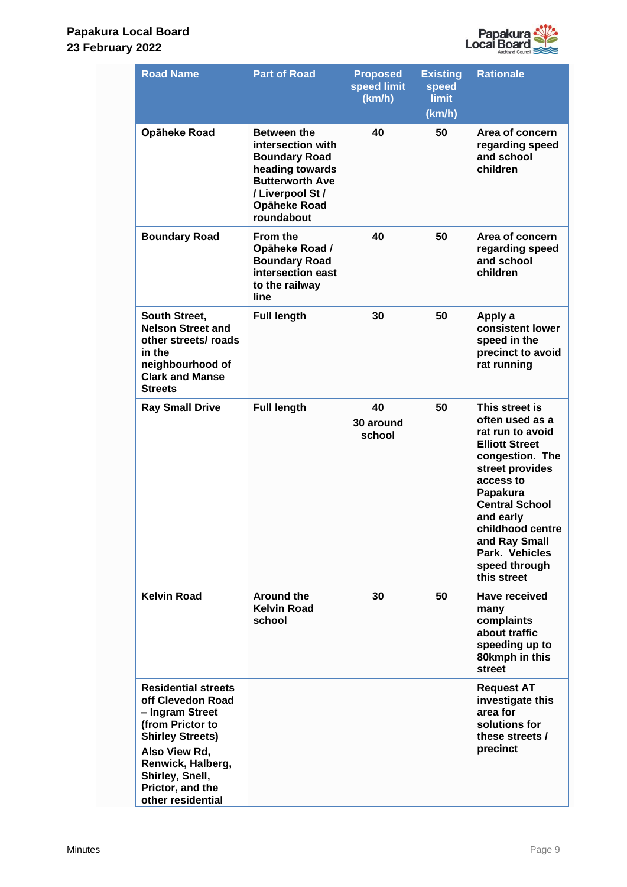| Road Name | Part of Road | Proposed speed limit (km/h) | Existing speed limit (km/h) | Rationale |
|---|---|---|---|---|
| **Opāheke Road** | **Between the intersection with Boundary Road heading towards Butterworth Ave / Liverpool St / Opāheke Road roundabout** | **40** | **50** | **Area of concern regarding speed and school children** |
| **Boundary Road** | **From the Opāheke Road / Boundary Road intersection east to the railway line** | **40** | **50** | **Area of concern regarding speed and school children** |
| **South Street, Nelson Street and other streets/ roads in the neighbourhood of Clark and Manse Streets** | **Full length** | **30** | **50** | **Apply a consistent lower speed in the precinct to avoid rat running** |
| **Ray Small Drive** | **Full length** | **40**<br>**30 around school** | **50** | **This street is often used as a rat run to avoid Elliott Street congestion. The street provides access to Papakura Central School and early childhood centre and Ray Small Park. Vehicles speed through this street** |
| **Kelvin Road** | **Around the Kelvin Road school** | **30** | **50** | **Have received many complaints about traffic speeding up to 80kmph in this street** |
| **Residential streets off Clevedon Road – Ingram Street (from Prictor to Shirley Streets)**<br>**Also View Rd, Renwick, Halberg, Shirley, Snell, Prictor, and the other residential** | | | | **Request AT investigate this area for solutions for these streets / precinct** |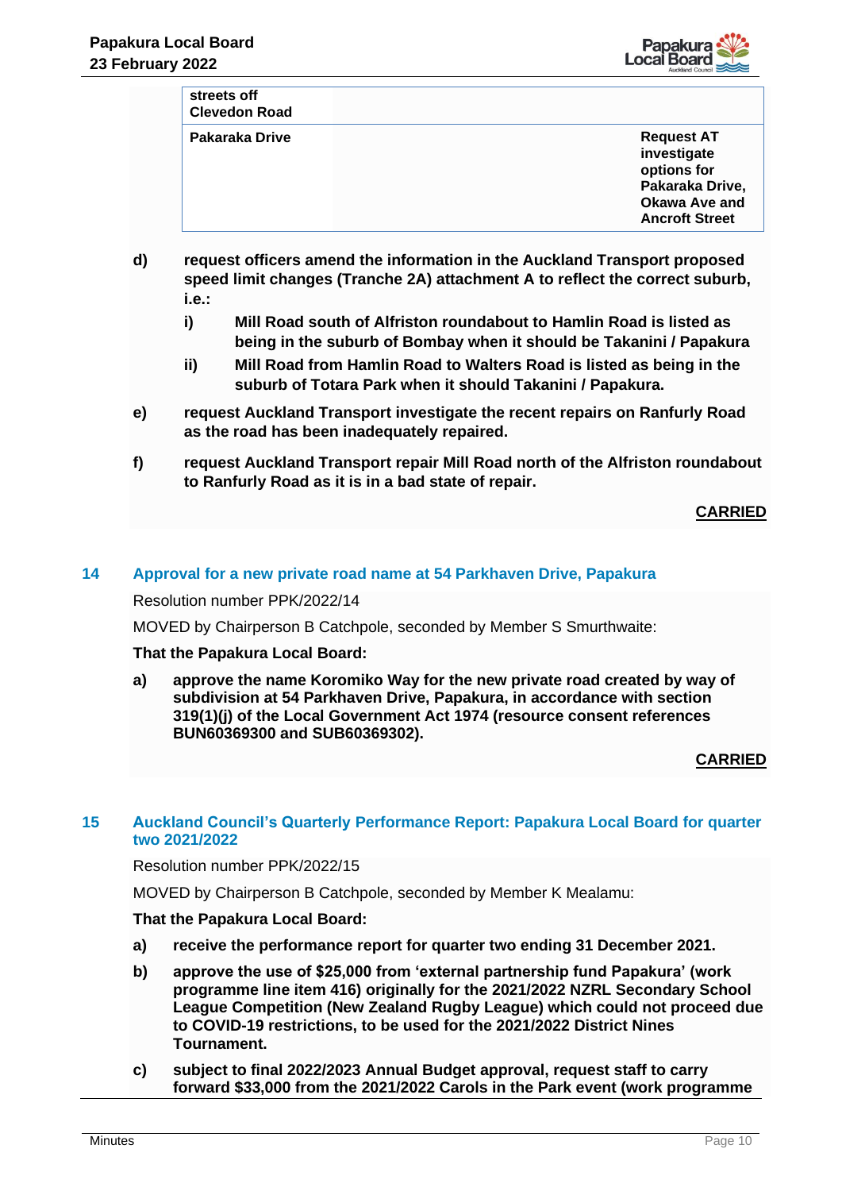| | | |
|---|---|---|
| **streets off Clevedon Road** | | |
| **Pakaraka Drive** | | **Request AT investigate options for Pakaraka Drive, Okawa Ave and Ancroft Street** |

**d) request officers amend the information in the Auckland Transport proposed speed limit changes (Tranche 2A) attachment A to reflect the correct suburb, i.e.:**

**i) Mill Road south of Alfriston roundabout to Hamlin Road is listed as being in the suburb of Bombay when it should be Takanini / Papakura**

**ii) Mill Road from Hamlin Road to Walters Road is listed as being in the suburb of Totara Park when it should Takanini / Papakura.**

**e) request Auckland Transport investigate the recent repairs on Ranfurly Road as the road has been inadequately repaired.**

**f) request Auckland Transport repair Mill Road north of the Alfriston roundabout to Ranfurly Road as it is in a bad state of repair.**

**CARRIED**

## 14 Approval for a new private road name at 54 Parkhaven Drive, Papakura

Resolution number PPK/2022/14

MOVED by Chairperson B Catchpole, seconded by Member S Smurthwaite:

**That the Papakura Local Board:**

**a) approve the name Koromiko Way for the new private road created by way of subdivision at 54 Parkhaven Drive, Papakura, in accordance with section 319(1)(j) of the Local Government Act 1974 (resource consent references BUN60369300 and SUB60369302).**

**CARRIED**

## 15 Auckland Council's Quarterly Performance Report: Papakura Local Board for quarter two 2021/2022

Resolution number PPK/2022/15

MOVED by Chairperson B Catchpole, seconded by Member K Mealamu:

**That the Papakura Local Board:**

**a) receive the performance report for quarter two ending 31 December 2021.**

**b) approve the use of $25,000 from 'external partnership fund Papakura' (work programme line item 416) originally for the 2021/2022 NZRL Secondary School League Competition (New Zealand Rugby League) which could not proceed due to COVID-19 restrictions, to be used for the 2021/2022 District Nines Tournament.**

**c) subject to final 2022/2023 Annual Budget approval, request staff to carry forward $33,000 from the 2021/2022 Carols in the Park event (work programme**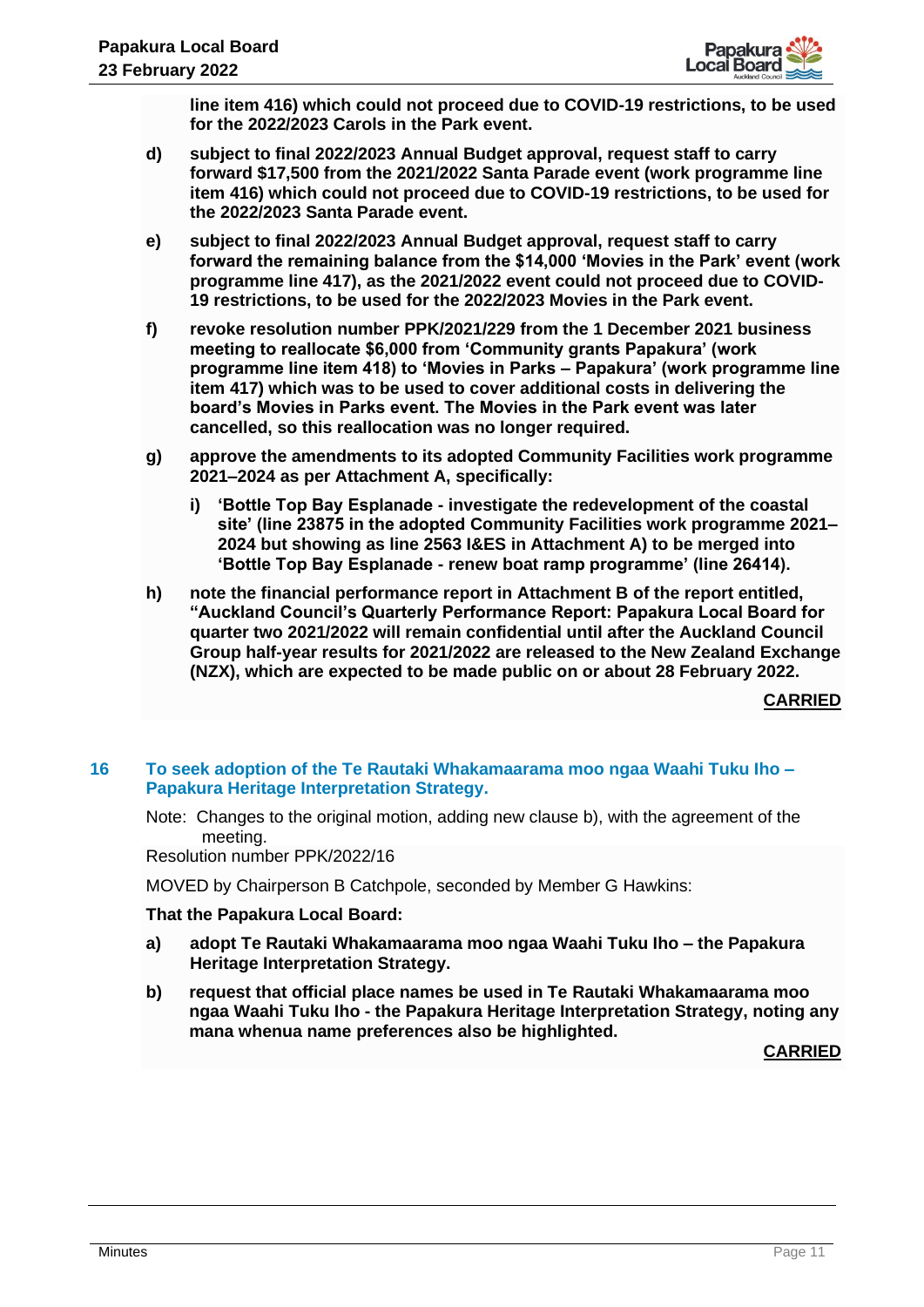**line item 416) which could not proceed due to COVID-19 restrictions, to be used for the 2022/2023 Carols in the Park event.**

d) **subject to final 2022/2023 Annual Budget approval, request staff to carry forward $17,500 from the 2021/2022 Santa Parade event (work programme line item 416) which could not proceed due to COVID-19 restrictions, to be used for the 2022/2023 Santa Parade event.**

e) **subject to final 2022/2023 Annual Budget approval, request staff to carry forward the remaining balance from the $14,000 'Movies in the Park' event (work programme line 417), as the 2021/2022 event could not proceed due to COVID-19 restrictions, to be used for the 2022/2023 Movies in the Park event.**

f) **revoke resolution number PPK/2021/229 from the 1 December 2021 business meeting to reallocate $6,000 from 'Community grants Papakura' (work programme line item 418) to 'Movies in Parks – Papakura' (work programme line item 417) which was to be used to cover additional costs in delivering the board's Movies in Parks event. The Movies in the Park event was later cancelled, so this reallocation was no longer required.**

g) **approve the amendments to its adopted Community Facilities work programme 2021–2024 as per Attachment A, specifically:**

   i) **'Bottle Top Bay Esplanade - investigate the redevelopment of the coastal site' (line 23875 in the adopted Community Facilities work programme 2021–2024 but showing as line 2563 I&ES in Attachment A) to be merged into 'Bottle Top Bay Esplanade - renew boat ramp programme' (line 26414).**

h) **note the financial performance report in Attachment B of the report entitled, "Auckland Council's Quarterly Performance Report: Papakura Local Board for quarter two 2021/2022 will remain confidential until after the Auckland Council Group half-year results for 2021/2022 are released to the New Zealand Exchange (NZX), which are expected to be made public on or about 28 February 2022.**

**CARRIED**

## 16 To seek adoption of the Te Rautaki Whakamaarama moo ngaa Waahi Tuku Iho – Papakura Heritage Interpretation Strategy.

Note: Changes to the original motion, adding new clause b), with the agreement of the meeting.

Resolution number PPK/2022/16

MOVED by Chairperson B Catchpole, seconded by Member G Hawkins:

**That the Papakura Local Board:**

a) **adopt Te Rautaki Whakamaarama moo ngaa Waahi Tuku Iho – the Papakura Heritage Interpretation Strategy.**

b) **request that official place names be used in Te Rautaki Whakamaarama moo ngaa Waahi Tuku Iho - the Papakura Heritage Interpretation Strategy, noting any mana whenua name preferences also be highlighted.**

**CARRIED**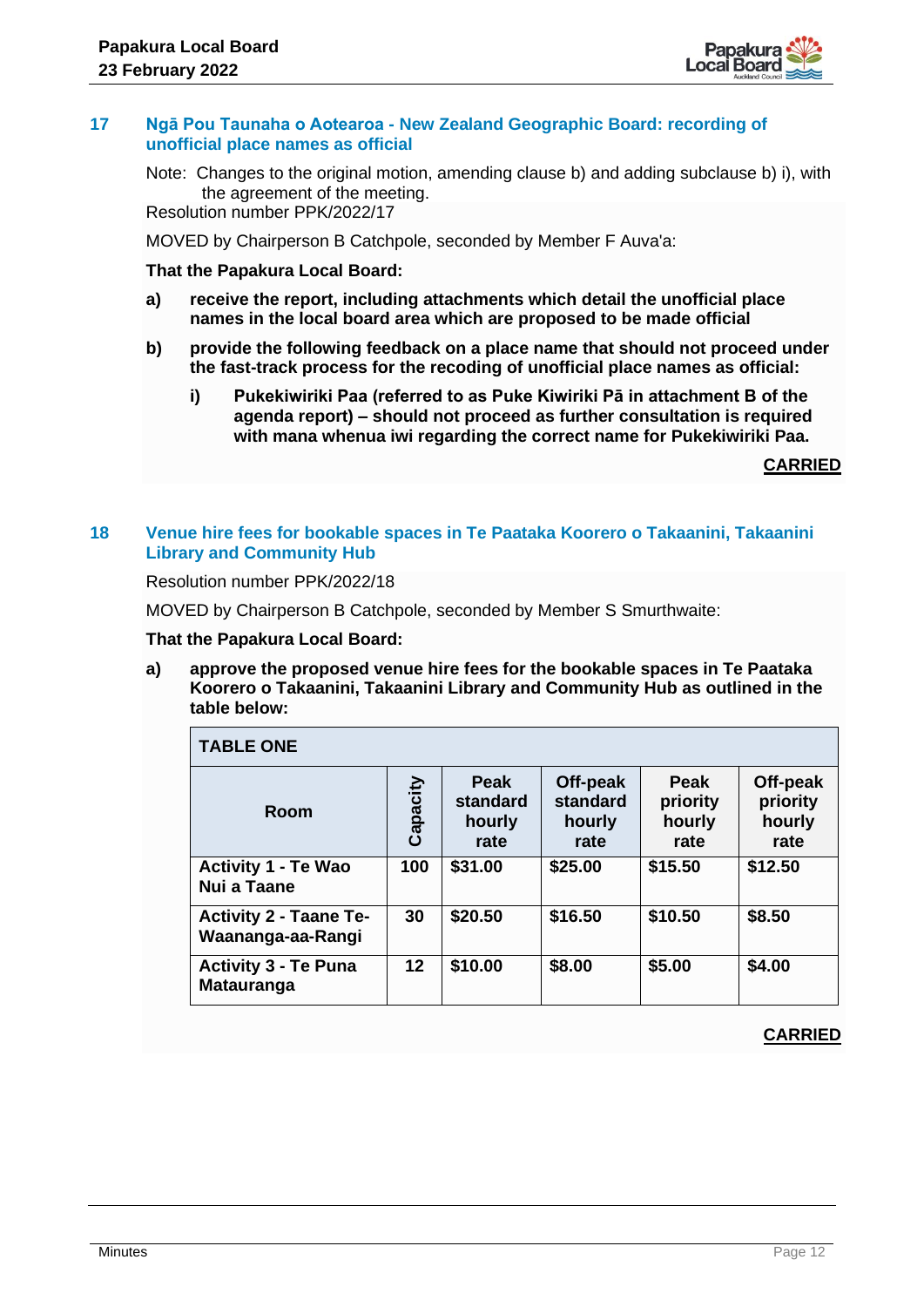## 17 Ngā Pou Taunaha o Aotearoa - New Zealand Geographic Board: recording of unofficial place names as official

Note: Changes to the original motion, amending clause b) and adding subclause b) i), with the agreement of the meeting.

Resolution number PPK/2022/17

MOVED by Chairperson B Catchpole, seconded by Member F Auva'a:

**That the Papakura Local Board:**

**a) receive the report, including attachments which detail the unofficial place names in the local board area which are proposed to be made official**

**b) provide the following feedback on a place name that should not proceed under the fast-track process for the recoding of unofficial place names as official:**

**i) Pukekiwiriki Paa (referred to as Puke Kiwiriki Pā in attachment B of the agenda report) – should not proceed as further consultation is required with mana whenua iwi regarding the correct name for Pukekiwiriki Paa.**

**CARRIED**

## 18 Venue hire fees for bookable spaces in Te Paataka Koorero o Takaanini, Takaanini Library and Community Hub

Resolution number PPK/2022/18

MOVED by Chairperson B Catchpole, seconded by Member S Smurthwaite:

**That the Papakura Local Board:**

**a) approve the proposed venue hire fees for the bookable spaces in Te Paataka Koorero o Takaanini, Takaanini Library and Community Hub as outlined in the table below:**

**TABLE ONE**

| Room | Capacity | Peak standard hourly rate | Off-peak standard hourly rate | Peak priority hourly rate | Off-peak priority hourly rate |
|---|---|---|---|---|---|
| Activity 1 - Te Wao Nui a Taane | 100 | $31.00 | $25.00 | $15.50 | $12.50 |
| Activity 2 - Taane Te-Waananga-aa-Rangi | 30 | $20.50 | $16.50 | $10.50 | $8.50 |
| Activity 3 - Te Puna Matauranga | 12 | $10.00 | $8.00 | $5.00 | $4.00 |

**CARRIED**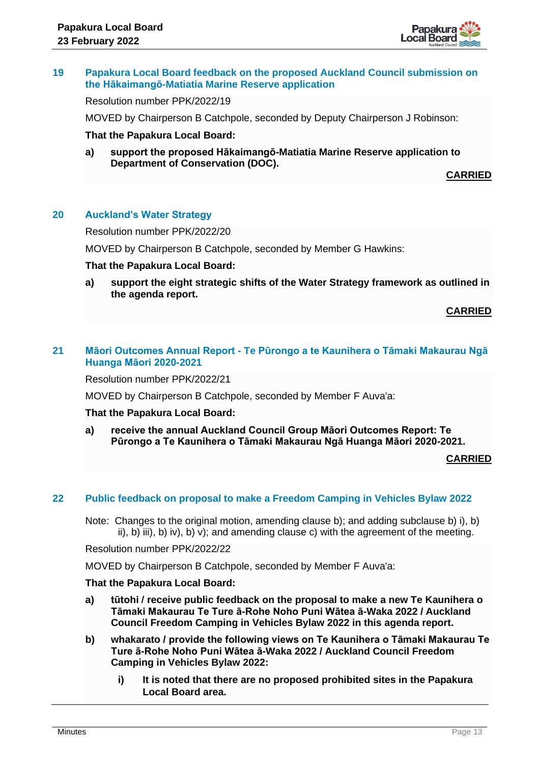## 19 Papakura Local Board feedback on the proposed Auckland Council submission on the Hākaimangō-Matiatia Marine Reserve application

Resolution number PPK/2022/19

MOVED by Chairperson B Catchpole, seconded by Deputy Chairperson J Robinson:

**That the Papakura Local Board:**

**a) support the proposed Hākaimangō-Matiatia Marine Reserve application to Department of Conservation (DOC).**

**CARRIED**

## 20 Auckland's Water Strategy

Resolution number PPK/2022/20

MOVED by Chairperson B Catchpole, seconded by Member G Hawkins:

**That the Papakura Local Board:**

**a) support the eight strategic shifts of the Water Strategy framework as outlined in the agenda report.**

**CARRIED**

## 21 Māori Outcomes Annual Report - Te Pūrongo a te Kaunihera o Tāmaki Makaurau Ngā Huanga Māori 2020-2021

Resolution number PPK/2022/21

MOVED by Chairperson B Catchpole, seconded by Member F Auva'a:

**That the Papakura Local Board:**

**a) receive the annual Auckland Council Group Māori Outcomes Report: Te Pūrongo a Te Kaunihera o Tāmaki Makaurau Ngā Huanga Māori 2020-2021.**

**CARRIED**

## 22 Public feedback on proposal to make a Freedom Camping in Vehicles Bylaw 2022

Note: Changes to the original motion, amending clause b); and adding subclause b) i), b) ii), b) iii), b) iv), b) v); and amending clause c) with the agreement of the meeting.

Resolution number PPK/2022/22

MOVED by Chairperson B Catchpole, seconded by Member F Auva'a:

**That the Papakura Local Board:**

**a) tūtohi / receive public feedback on the proposal to make a new Te Kaunihera o Tāmaki Makaurau Te Ture ā-Rohe Noho Puni Wātea ā-Waka 2022 / Auckland Council Freedom Camping in Vehicles Bylaw 2022 in this agenda report.**

**b) whakarato / provide the following views on Te Kaunihera o Tāmaki Makaurau Te Ture ā-Rohe Noho Puni Wātea ā-Waka 2022 / Auckland Council Freedom Camping in Vehicles Bylaw 2022:**

**i) It is noted that there are no proposed prohibited sites in the Papakura Local Board area.**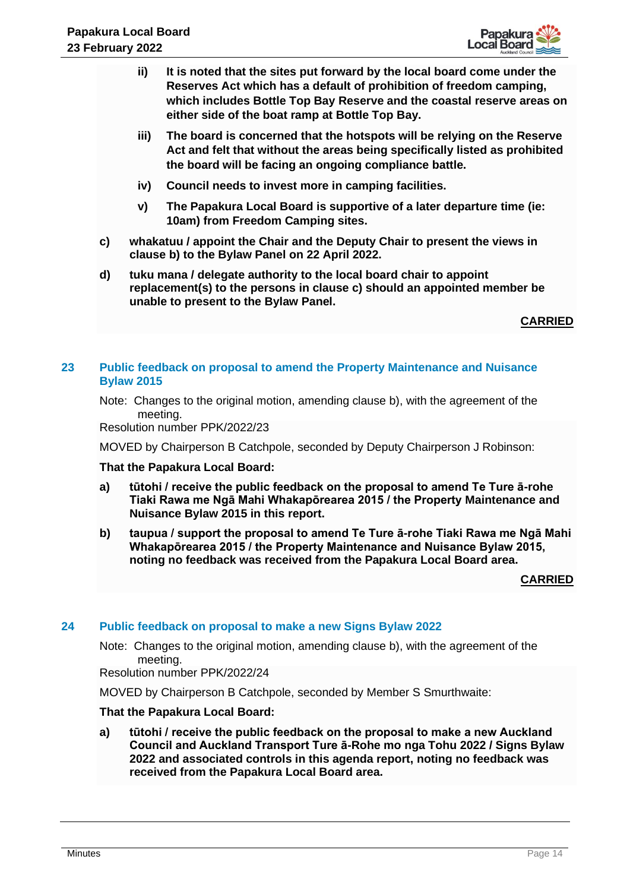ii) **It is noted that the sites put forward by the local board come under the Reserves Act which has a default of prohibition of freedom camping, which includes Bottle Top Bay Reserve and the coastal reserve areas on either side of the boat ramp at Bottle Top Bay.**

iii) **The board is concerned that the hotspots will be relying on the Reserve Act and felt that without the areas being specifically listed as prohibited the board will be facing an ongoing compliance battle.**

iv) **Council needs to invest more in camping facilities.**

v) **The Papakura Local Board is supportive of a later departure time (ie: 10am) from Freedom Camping sites.**

c) **whakatuu / appoint the Chair and the Deputy Chair to present the views in clause b) to the Bylaw Panel on 22 April 2022.**

d) **tuku mana / delegate authority to the local board chair to appoint replacement(s) to the persons in clause c) should an appointed member be unable to present to the Bylaw Panel.**

**CARRIED**

## 23 Public feedback on proposal to amend the Property Maintenance and Nuisance Bylaw 2015

Note: Changes to the original motion, amending clause b), with the agreement of the meeting.

Resolution number PPK/2022/23

MOVED by Chairperson B Catchpole, seconded by Deputy Chairperson J Robinson:

**That the Papakura Local Board:**

a) **tūtohi / receive the public feedback on the proposal to amend Te Ture ā-rohe Tiaki Rawa me Ngā Mahi Whakapōrearea 2015 / the Property Maintenance and Nuisance Bylaw 2015 in this report.**

b) **taupua / support the proposal to amend Te Ture ā-rohe Tiaki Rawa me Ngā Mahi Whakapōrearea 2015 / the Property Maintenance and Nuisance Bylaw 2015, noting no feedback was received from the Papakura Local Board area.**

**CARRIED**

## 24 Public feedback on proposal to make a new Signs Bylaw 2022

Note: Changes to the original motion, amending clause b), with the agreement of the meeting.

Resolution number PPK/2022/24

MOVED by Chairperson B Catchpole, seconded by Member S Smurthwaite:

**That the Papakura Local Board:**

a) **tūtohi / receive the public feedback on the proposal to make a new Auckland Council and Auckland Transport Ture ā-Rohe mo nga Tohu 2022 / Signs Bylaw 2022 and associated controls in this agenda report, noting no feedback was received from the Papakura Local Board area.**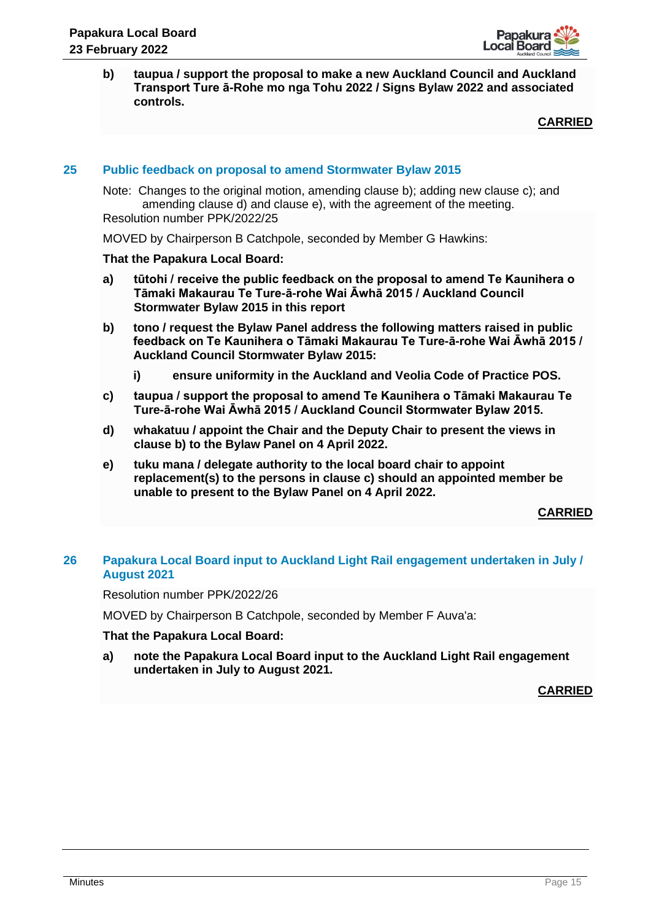**b) taupua / support the proposal to make a new Auckland Council and Auckland Transport Ture ā-Rohe mo nga Tohu 2022 / Signs Bylaw 2022 and associated controls.**

**CARRIED**

## 25 Public feedback on proposal to amend Stormwater Bylaw 2015

Note: Changes to the original motion, amending clause b); adding new clause c); and amending clause d) and clause e), with the agreement of the meeting.

Resolution number PPK/2022/25

MOVED by Chairperson B Catchpole, seconded by Member G Hawkins:

**That the Papakura Local Board:**

**a) tūtohi / receive the public feedback on the proposal to amend Te Kaunihera o Tāmaki Makaurau Te Ture-ā-rohe Wai Āwhā 2015 / Auckland Council Stormwater Bylaw 2015 in this report**

**b) tono / request the Bylaw Panel address the following matters raised in public feedback on Te Kaunihera o Tāmaki Makaurau Te Ture-ā-rohe Wai Āwhā 2015 / Auckland Council Stormwater Bylaw 2015:**

**i) ensure uniformity in the Auckland and Veolia Code of Practice POS.**

**c) taupua / support the proposal to amend Te Kaunihera o Tāmaki Makaurau Te Ture-ā-rohe Wai Āwhā 2015 / Auckland Council Stormwater Bylaw 2015.**

**d) whakatuu / appoint the Chair and the Deputy Chair to present the views in clause b) to the Bylaw Panel on 4 April 2022.**

**e) tuku mana / delegate authority to the local board chair to appoint replacement(s) to the persons in clause c) should an appointed member be unable to present to the Bylaw Panel on 4 April 2022.**

**CARRIED**

## 26 Papakura Local Board input to Auckland Light Rail engagement undertaken in July / August 2021

Resolution number PPK/2022/26

MOVED by Chairperson B Catchpole, seconded by Member F Auva'a:

**That the Papakura Local Board:**

**a) note the Papakura Local Board input to the Auckland Light Rail engagement undertaken in July to August 2021.**

**CARRIED**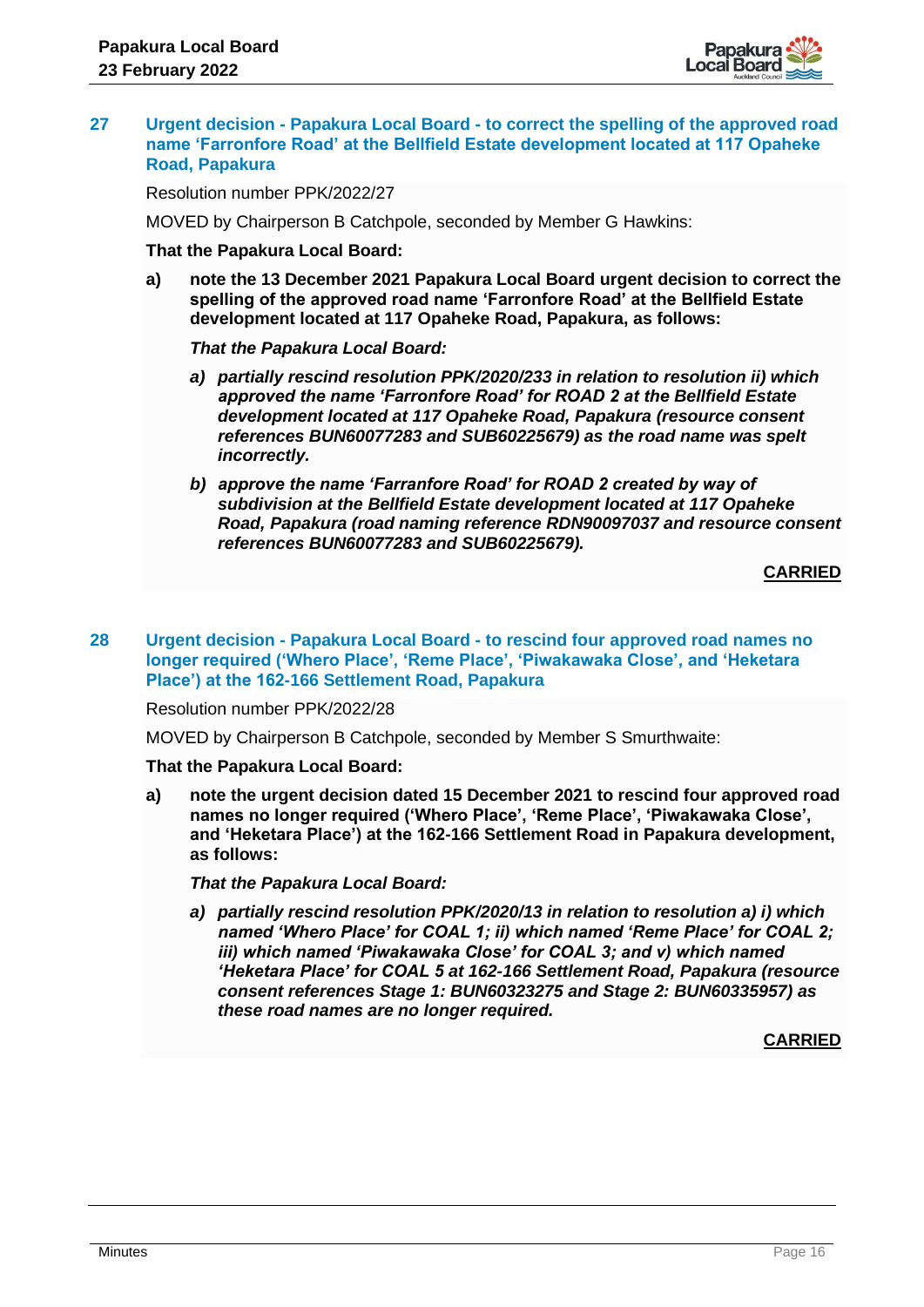## 27 Urgent decision - Papakura Local Board - to correct the spelling of the approved road name 'Farronfore Road' at the Bellfield Estate development located at 117 Opaheke Road, Papakura

Resolution number PPK/2022/27

MOVED by Chairperson B Catchpole, seconded by Member G Hawkins:

**That the Papakura Local Board:**

**a)** **note the 13 December 2021 Papakura Local Board urgent decision to correct the spelling of the approved road name 'Farronfore Road' at the Bellfield Estate development located at 117 Opaheke Road, Papakura, as follows:**

***That the Papakura Local Board:***

***a) partially rescind resolution PPK/2020/233 in relation to resolution ii) which approved the name 'Farronfore Road' for ROAD 2 at the Bellfield Estate development located at 117 Opaheke Road, Papakura (resource consent references BUN60077283 and SUB60225679) as the road name was spelt incorrectly.***

***b) approve the name 'Farranfore Road' for ROAD 2 created by way of subdivision at the Bellfield Estate development located at 117 Opaheke Road, Papakura (road naming reference RDN90097037 and resource consent references BUN60077283 and SUB60225679).***

**CARRIED**

## 28 Urgent decision - Papakura Local Board - to rescind four approved road names no longer required ('Whero Place', 'Reme Place', 'Piwakawaka Close', and 'Heketara Place') at the 162-166 Settlement Road, Papakura

Resolution number PPK/2022/28

MOVED by Chairperson B Catchpole, seconded by Member S Smurthwaite:

**That the Papakura Local Board:**

**a)** **note the urgent decision dated 15 December 2021 to rescind four approved road names no longer required ('Whero Place', 'Reme Place', 'Piwakawaka Close', and 'Heketara Place') at the 162-166 Settlement Road in Papakura development, as follows:**

***That the Papakura Local Board:***

***a) partially rescind resolution PPK/2020/13 in relation to resolution a) i) which named 'Whero Place' for COAL 1; ii) which named 'Reme Place' for COAL 2; iii) which named 'Piwakawaka Close' for COAL 3; and v) which named 'Heketara Place' for COAL 5 at 162-166 Settlement Road, Papakura (resource consent references Stage 1: BUN60323275 and Stage 2: BUN60335957) as these road names are no longer required.***

**CARRIED**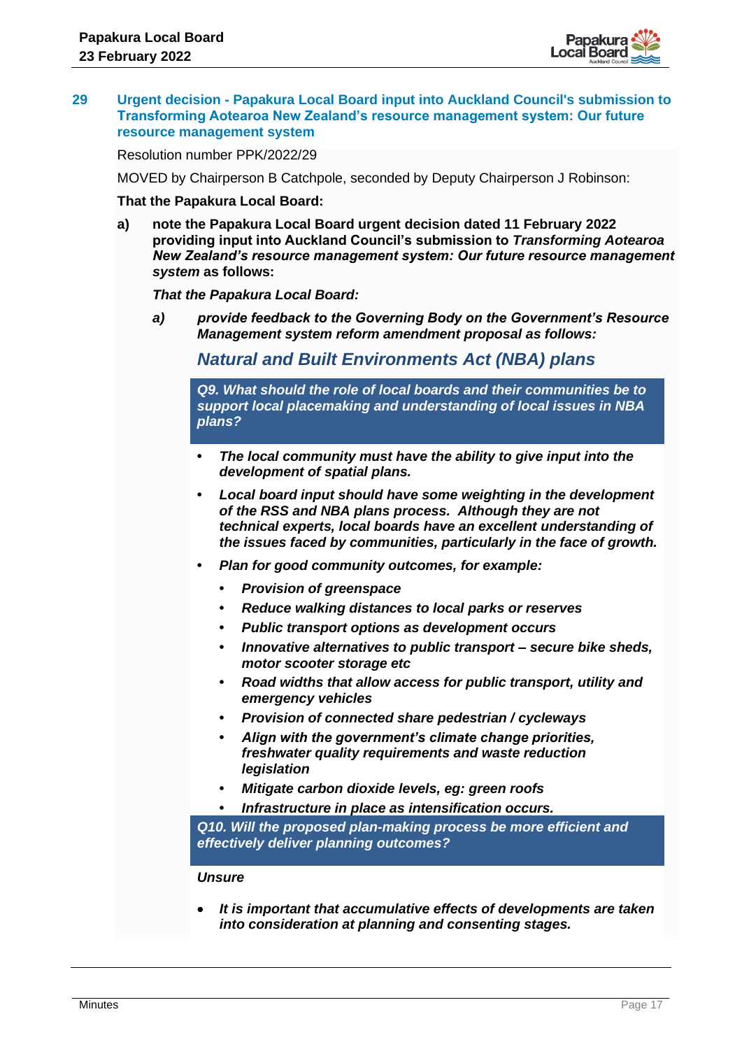## 29 Urgent decision - Papakura Local Board input into Auckland Council's submission to Transforming Aotearoa New Zealand's resource management system: Our future resource management system

Resolution number PPK/2022/29

MOVED by Chairperson B Catchpole, seconded by Deputy Chairperson J Robinson:

**That the Papakura Local Board:**

**a) note the Papakura Local Board urgent decision dated 11 February 2022 providing input into Auckland Council's submission to *Transforming Aotearoa New Zealand's resource management system: Our future resource management system* as follows:**

***That the Papakura Local Board:***

***a) provide feedback to the Governing Body on the Government's Resource Management system reform amendment proposal as follows:***

### *Natural and Built Environments Act (NBA) plans*

***Q9. What should the role of local boards and their communities be to support local placemaking and understanding of local issues in NBA plans?***

- ***The local community must have the ability to give input into the development of spatial plans.***
- ***Local board input should have some weighting in the development of the RSS and NBA plans process. Although they are not technical experts, local boards have an excellent understanding of the issues faced by communities, particularly in the face of growth.***
- ***Plan for good community outcomes, for example:***
  - ***Provision of greenspace***
  - ***Reduce walking distances to local parks or reserves***
  - ***Public transport options as development occurs***
  - ***Innovative alternatives to public transport – secure bike sheds, motor scooter storage etc***
  - ***Road widths that allow access for public transport, utility and emergency vehicles***
  - ***Provision of connected share pedestrian / cycleways***
  - ***Align with the government's climate change priorities, freshwater quality requirements and waste reduction legislation***
  - ***Mitigate carbon dioxide levels, eg: green roofs***
  - ***Infrastructure in place as intensification occurs.***

***Q10. Will the proposed plan-making process be more efficient and effectively deliver planning outcomes?***

***Unsure***

- ***It is important that accumulative effects of developments are taken into consideration at planning and consenting stages.***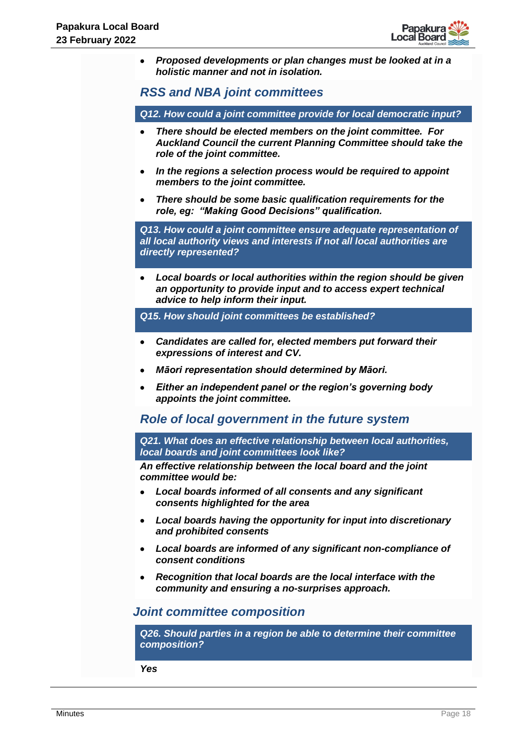- ***Proposed developments or plan changes must be looked at in a holistic manner and not in isolation.***

## *RSS and NBA joint committees*

***Q12. How could a joint committee provide for local democratic input?***

- ***There should be elected members on the joint committee. For Auckland Council the current Planning Committee should take the role of the joint committee.***
- ***In the regions a selection process would be required to appoint members to the joint committee.***
- ***There should be some basic qualification requirements for the role, eg: "Making Good Decisions" qualification.***

***Q13. How could a joint committee ensure adequate representation of all local authority views and interests if not all local authorities are directly represented?***

- ***Local boards or local authorities within the region should be given an opportunity to provide input and to access expert technical advice to help inform their input.***

***Q15. How should joint committees be established?***

- ***Candidates are called for, elected members put forward their expressions of interest and CV.***
- ***Māori representation should determined by Māori.***
- ***Either an independent panel or the region's governing body appoints the joint committee.***

## *Role of local government in the future system*

***Q21. What does an effective relationship between local authorities, local boards and joint committees look like?***

***An effective relationship between the local board and the joint committee would be:***

- ***Local boards informed of all consents and any significant consents highlighted for the area***
- ***Local boards having the opportunity for input into discretionary and prohibited consents***
- ***Local boards are informed of any significant non-compliance of consent conditions***
- ***Recognition that local boards are the local interface with the community and ensuring a no-surprises approach.***

## *Joint committee composition*

***Q26. Should parties in a region be able to determine their committee composition?***

***Yes***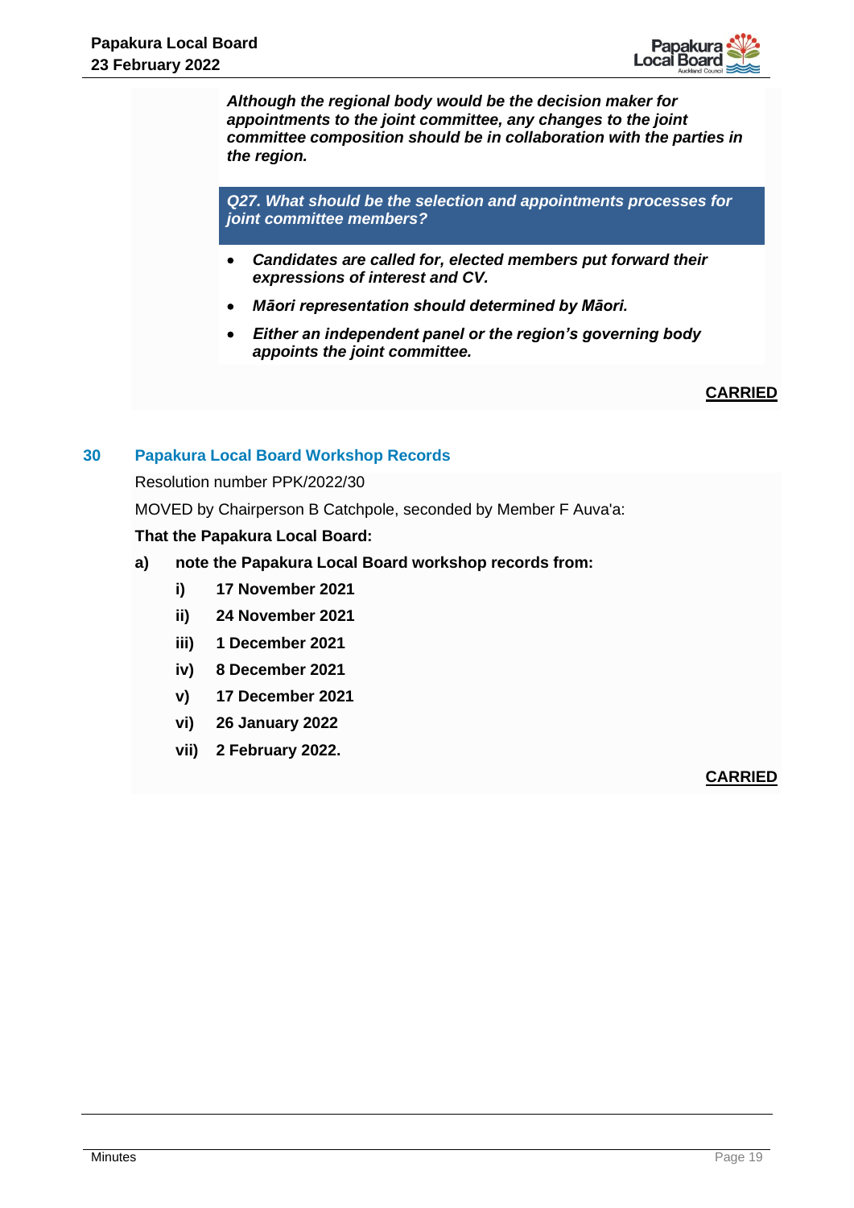*Although the regional body would be the decision maker for appointments to the joint committee, any changes to the joint committee composition should be in collaboration with the parties in the region.*

***Q27. What should be the selection and appointments processes for joint committee members?***

- ***Candidates are called for, elected members put forward their expressions of interest and CV.***
- ***Māori representation should determined by Māori.***
- ***Either an independent panel or the region's governing body appoints the joint committee.***

**CARRIED**

## 30 Papakura Local Board Workshop Records

Resolution number PPK/2022/30

MOVED by Chairperson B Catchpole, seconded by Member F Auva'a:

**That the Papakura Local Board:**

**a) note the Papakura Local Board workshop records from:**

- **i) 17 November 2021**
- **ii) 24 November 2021**
- **iii) 1 December 2021**
- **iv) 8 December 2021**
- **v) 17 December 2021**
- **vi) 26 January 2022**
- **vii) 2 February 2022.**

**CARRIED**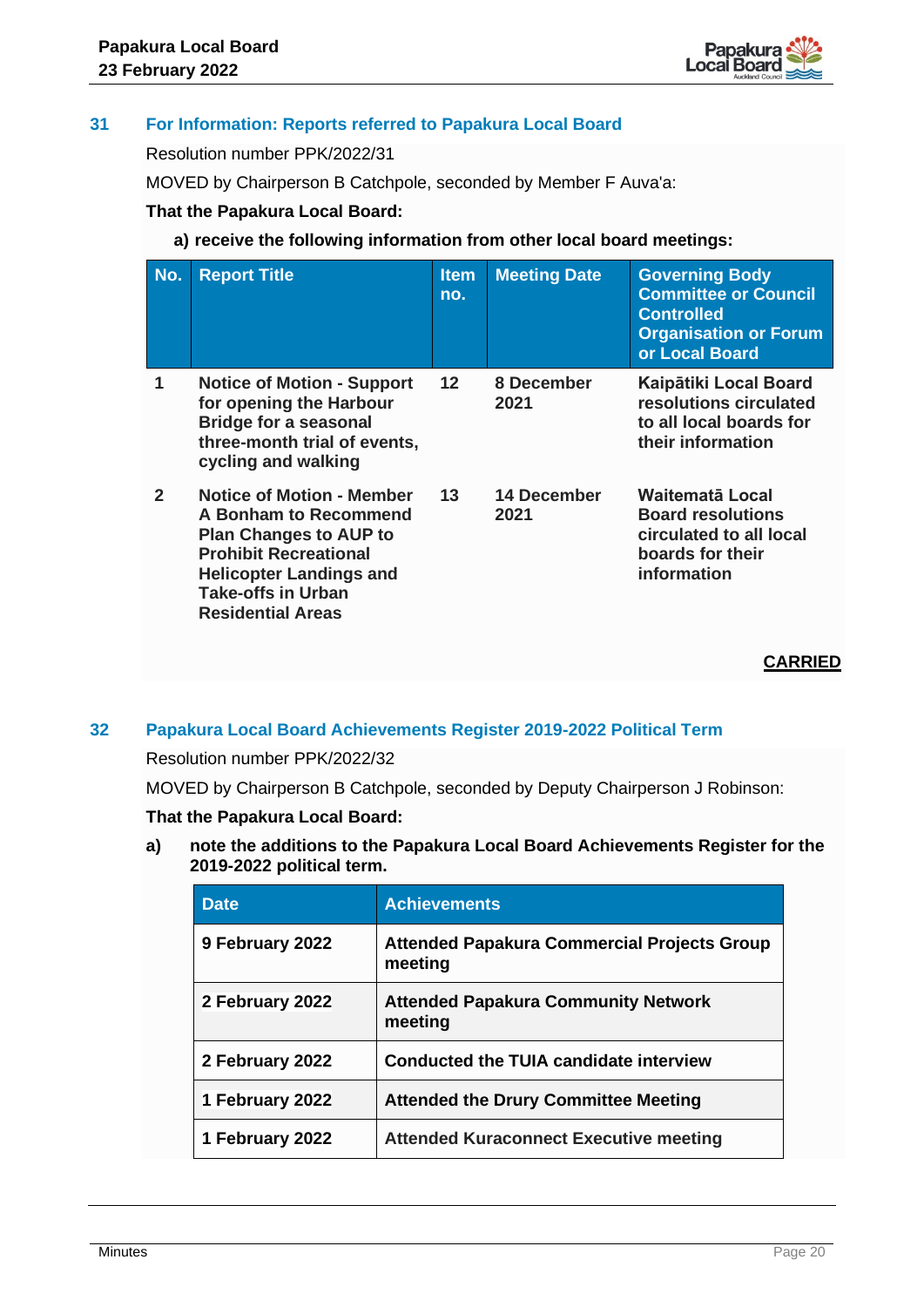## 31 For Information: Reports referred to Papakura Local Board

Resolution number PPK/2022/31

MOVED by Chairperson B Catchpole, seconded by Member F Auva'a:

**That the Papakura Local Board:**

**a) receive the following information from other local board meetings:**

| No. | Report Title | Item no. | Meeting Date | Governing Body Committee or Council Controlled Organisation or Forum or Local Board |
|---|---|---|---|---|
| **1** | **Notice of Motion - Support for opening the Harbour Bridge for a seasonal three-month trial of events, cycling and walking** | **12** | **8 December 2021** | **Kaipātiki Local Board resolutions circulated to all local boards for their information** |
| **2** | **Notice of Motion - Member A Bonham to Recommend Plan Changes to AUP to Prohibit Recreational Helicopter Landings and Take-offs in Urban Residential Areas** | **13** | **14 December 2021** | **Waitematā Local Board resolutions circulated to all local boards for their information** |

**CARRIED**

## 32 Papakura Local Board Achievements Register 2019-2022 Political Term

Resolution number PPK/2022/32

MOVED by Chairperson B Catchpole, seconded by Deputy Chairperson J Robinson:

**That the Papakura Local Board:**

**a) note the additions to the Papakura Local Board Achievements Register for the 2019-2022 political term.**

| Date | Achievements |
|---|---|
| **9 February 2022** | **Attended Papakura Commercial Projects Group meeting** |
| **2 February 2022** | **Attended Papakura Community Network meeting** |
| **2 February 2022** | **Conducted the TUIA candidate interview** |
| **1 February 2022** | **Attended the Drury Committee Meeting** |
| **1 February 2022** | **Attended Kuraconnect Executive meeting** |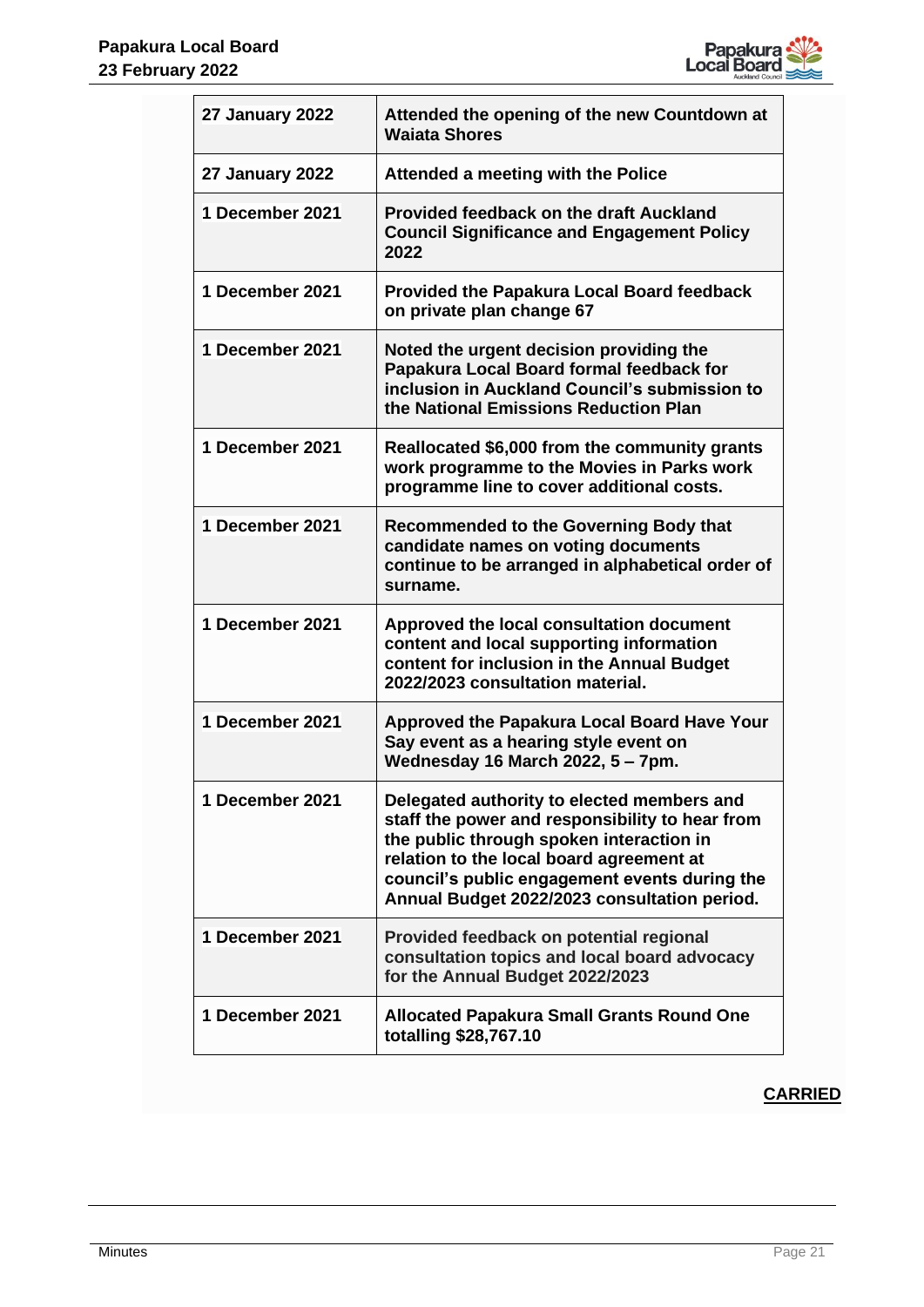| 27 January 2022 | Attended the opening of the new Countdown at Waiata Shores |
|---|---|
| 27 January 2022 | Attended a meeting with the Police |
| 1 December 2021 | Provided feedback on the draft Auckland Council Significance and Engagement Policy 2022 |
| 1 December 2021 | Provided the Papakura Local Board feedback on private plan change 67 |
| 1 December 2021 | Noted the urgent decision providing the Papakura Local Board formal feedback for inclusion in Auckland Council's submission to the National Emissions Reduction Plan |
| 1 December 2021 | Reallocated $6,000 from the community grants work programme to the Movies in Parks work programme line to cover additional costs. |
| 1 December 2021 | Recommended to the Governing Body that candidate names on voting documents continue to be arranged in alphabetical order of surname. |
| 1 December 2021 | Approved the local consultation document content and local supporting information content for inclusion in the Annual Budget 2022/2023 consultation material. |
| 1 December 2021 | Approved the Papakura Local Board Have Your Say event as a hearing style event on Wednesday 16 March 2022, 5 – 7pm. |
| 1 December 2021 | Delegated authority to elected members and staff the power and responsibility to hear from the public through spoken interaction in relation to the local board agreement at council's public engagement events during the Annual Budget 2022/2023 consultation period. |
| 1 December 2021 | Provided feedback on potential regional consultation topics and local board advocacy for the Annual Budget 2022/2023 |
| 1 December 2021 | Allocated Papakura Small Grants Round One totalling $28,767.10 |

**CARRIED**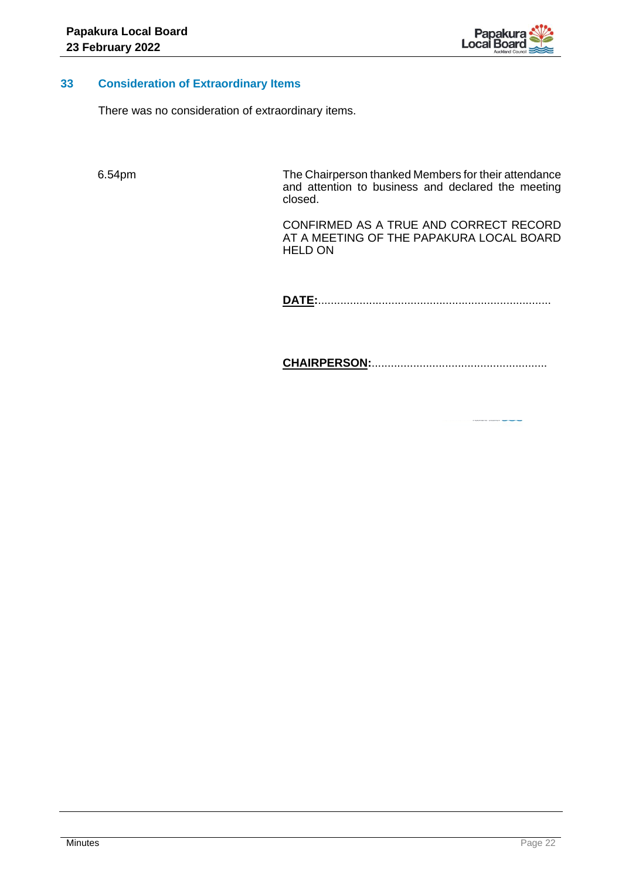## 33 Consideration of Extraordinary Items

There was no consideration of extraordinary items.

6.54pm

The Chairperson thanked Members for their attendance and attention to business and declared the meeting closed.

CONFIRMED AS A TRUE AND CORRECT RECORD AT A MEETING OF THE PAPAKURA LOCAL BOARD HELD ON

**DATE:**.........................................................................

**CHAIRPERSON:**.......................................................